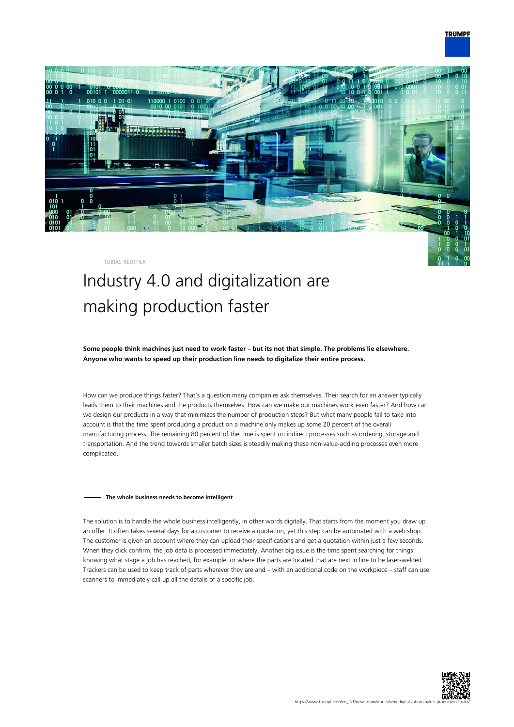TOBIAS REUTHER

# Industry 4.0 and digitalization are making production faster

**Some people think machines just need to work faster – but its not that simple. The problems lie elsewhere. Anyone who wants to speed up their production line needs to digitalize their entire process.**

How can we produce things faster? That's a question many companies ask themselves. Their search for an answer typically leads them to their machines and the products themselves. How can we make our machines work even faster? And how can we design our products in a way that minimizes the number of production steps? But what many people fail to take into account is that the time spent producing a product on a machine only makes up some 20 percent of the overall manufacturing process. The remaining 80 percent of the time is spent on indirect processes such as ordering, storage and transportation. And the trend towards smaller batch sizes is steadily making these non-value-adding processes even more complicated.

## The whole business needs to become intelligent

The solution is to handle the whole business intelligently, in other words digitally. That starts from the moment you draw up an offer. It often takes several days for a customer to receive a quotation, yet this step can be automated with a web shop. The customer is given an account where they can upload their specifications and get a quotation within just a few seconds. When they click confirm, the job data is processed immediately. Another big issue is the time spent searching for things: knowing what stage a job has reached, for example, or where the parts are located that are next in line to be laser-welded. Trackers can be used to keep track of parts wherever they are and – with an additional code on the workpiece – staff can use scanners to immediately call up all the details of a specific job.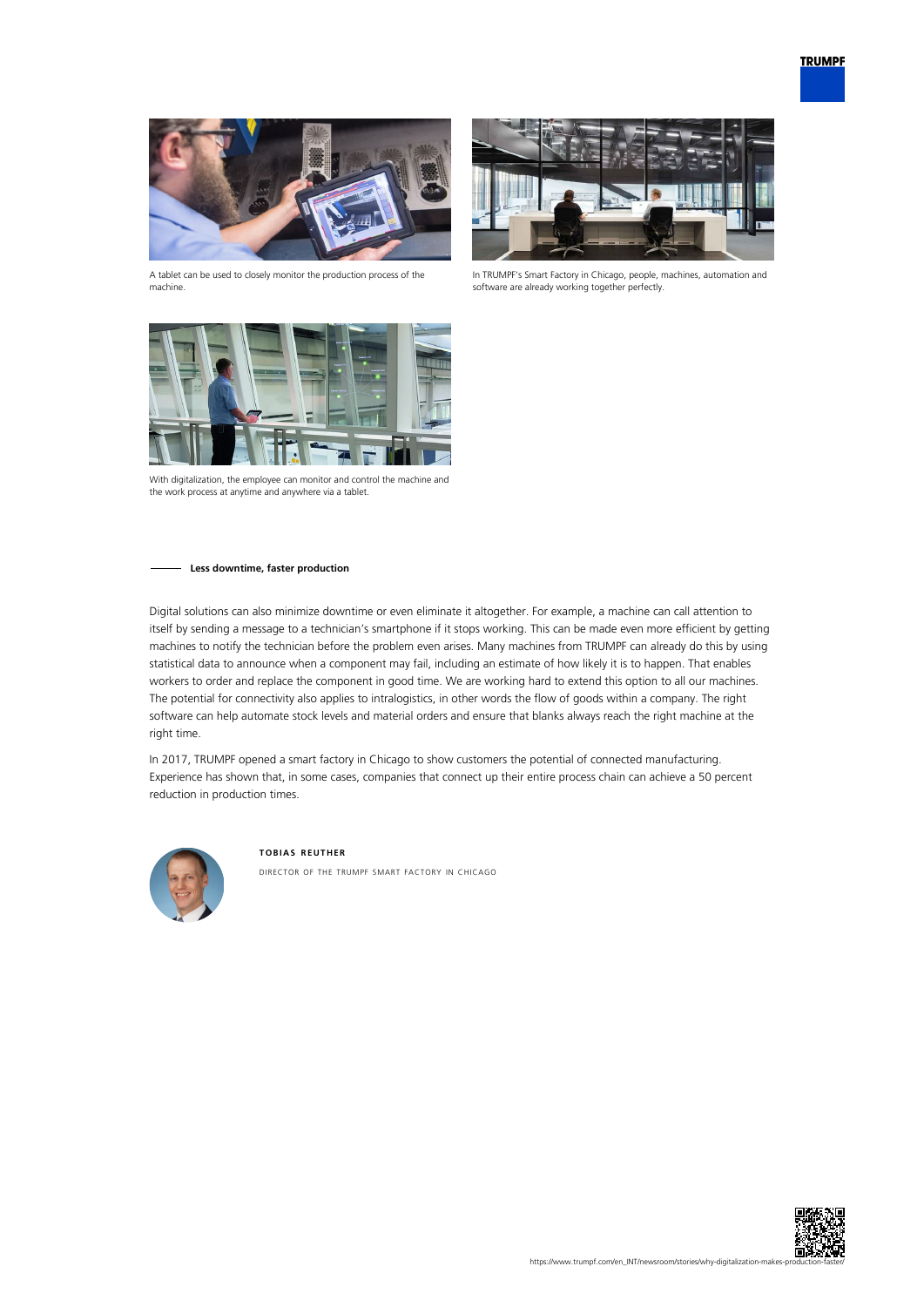A tablet can be used to closely monitor the production process of the machine.

In TRUMPF's Smart Factory in Chicago, people, machines, automation and software are already working together perfectly.

With digitalization, the employee can monitor and control the machine and the work process at anytime and anywhere via a tablet.

## Less downtime, faster production

Digital solutions can also minimize downtime or even eliminate it altogether. For example, a machine can call attention to itself by sending a message to a technician's smartphone if it stops working. This can be made even more efficient by getting machines to notify the technician before the problem even arises. Many machines from TRUMPF can already do this by using statistical data to announce when a component may fail, including an estimate of how likely it is to happen. That enables workers to order and replace the component in good time. We are working hard to extend this option to all our machines. The potential for connectivity also applies to intralogistics, in other words the flow of goods within a company. The right software can help automate stock levels and material orders and ensure that blanks always reach the right machine at the right time.

In 2017, TRUMPF opened a smart factory in Chicago to show customers the potential of connected manufacturing. Experience has shown that, in some cases, companies that connect up their entire process chain can achieve a 50 percent reduction in production times.

**TOBIAS REUTHER**

DIRECTOR OF THE TRUMPF SMART FACTORY IN CHICAGO